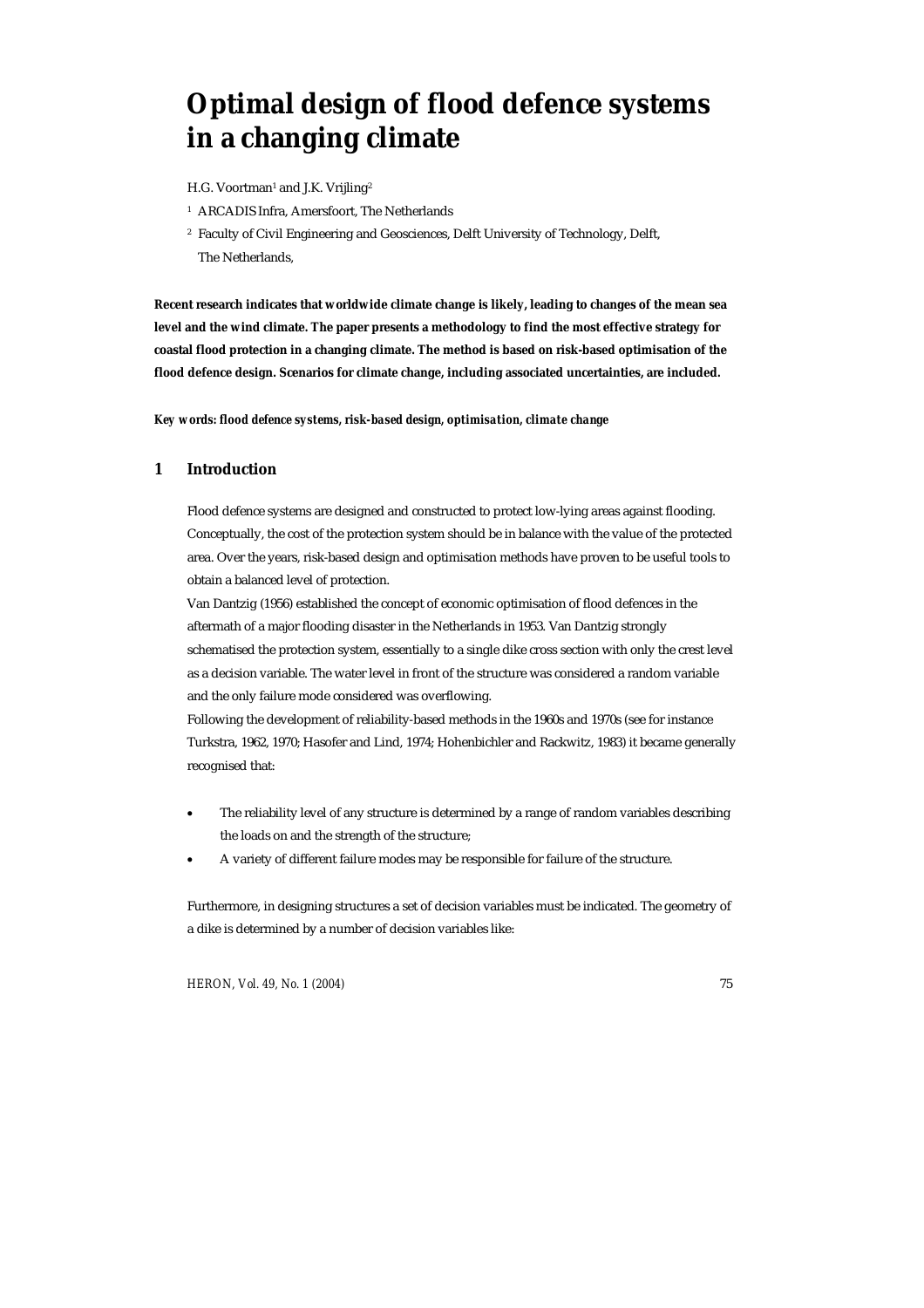# Optimal design of flood defence systems in a changing climate

H.G. Voortman[1] and J.K. Vrijling[2]

[1] ARCADIS Infra, Amersfoort, The Netherlands

[2] Faculty of Civil Engineering and Geosciences, Delft University of Technology, Delft, The Netherlands,

**Recent research indicates that worldwide climate change is likely, leading to changes of the mean sea level and the wind climate. The paper presents a methodology to find the most effective strategy for coastal flood protection in a changing climate. The method is based on risk-based optimisation of the flood defence design. Scenarios for climate change, including associated uncertainties, are included.**

***Key words: flood defence systems, risk-based design, optimisation, climate change***

## 1 Introduction

Flood defence systems are designed and constructed to protect low-lying areas against flooding. Conceptually, the cost of the protection system should be in balance with the value of the protected area. Over the years, risk-based design and optimisation methods have proven to be useful tools to obtain a balanced level of protection.

Van Dantzig (1956) established the concept of economic optimisation of flood defences in the aftermath of a major flooding disaster in the Netherlands in 1953. Van Dantzig strongly schematised the protection system, essentially to a single dike cross section with only the crest level as a decision variable. The water level in front of the structure was considered a random variable and the only failure mode considered was overflowing.

Following the development of reliability-based methods in the 1960s and 1970s (see for instance Turkstra, 1962, 1970; Hasofer and Lind, 1974; Hohenbichler and Rackwitz, 1983) it became generally recognised that:

- The reliability level of any structure is determined by a range of random variables describing the loads on and the strength of the structure;
- A variety of different failure modes may be responsible for failure of the structure.

Furthermore, in designing structures a set of decision variables must be indicated. The geometry of a dike is determined by a number of decision variables like: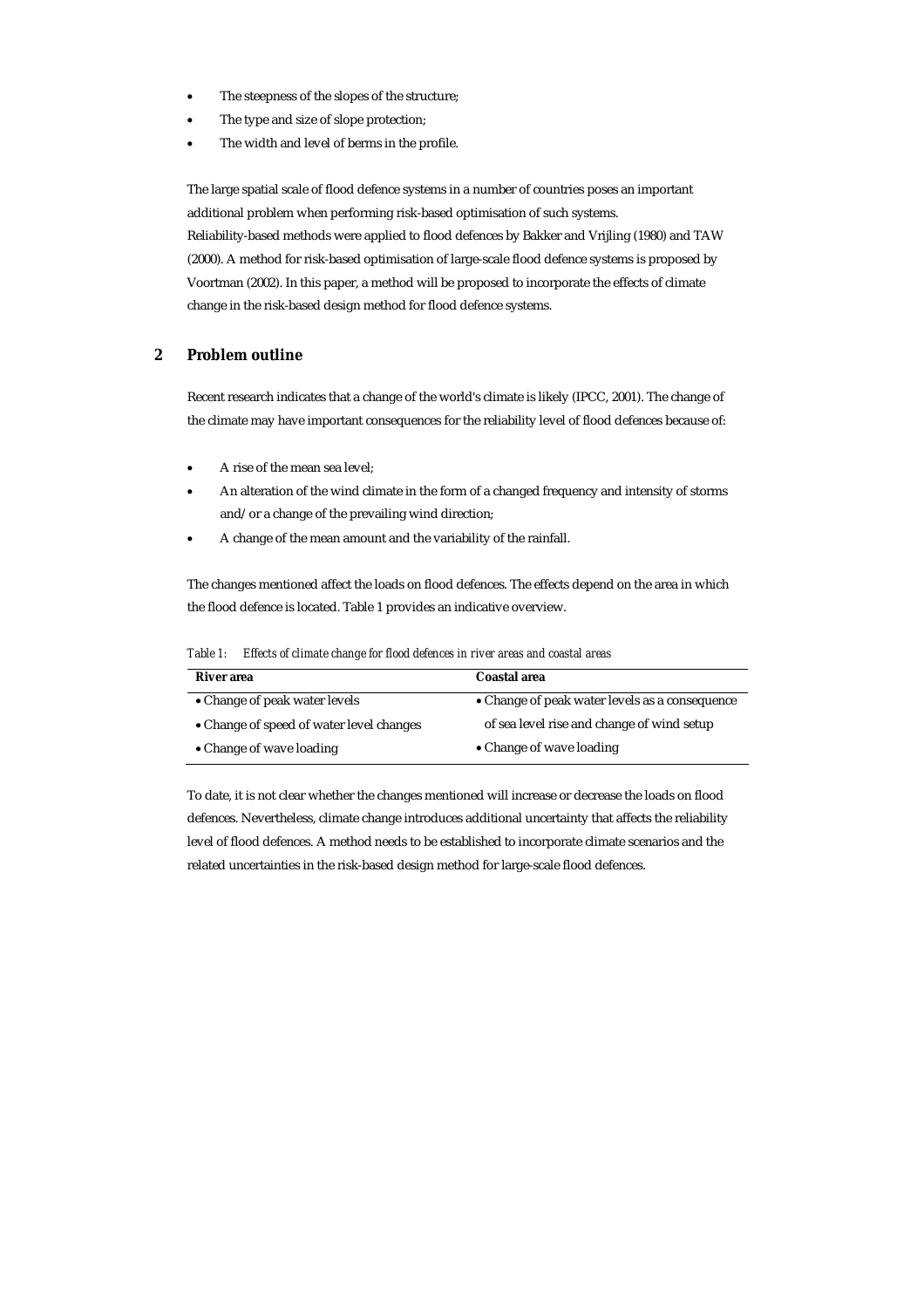- The steepness of the slopes of the structure;
- The type and size of slope protection;
- The width and level of berms in the profile.

The large spatial scale of flood defence systems in a number of countries poses an important additional problem when performing risk-based optimisation of such systems.
Reliability-based methods were applied to flood defences by Bakker and Vrijling (1980) and TAW (2000). A method for risk-based optimisation of large-scale flood defence systems is proposed by Voortman (2002). In this paper, a method will be proposed to incorporate the effects of climate change in the risk-based design method for flood defence systems.

## 2 Problem outline

Recent research indicates that a change of the world's climate is likely (IPCC, 2001). The change of the climate may have important consequences for the reliability level of flood defences because of:

- A rise of the mean sea level;
- An alteration of the wind climate in the form of a changed frequency and intensity of storms and/or a change of the prevailing wind direction;
- A change of the mean amount and the variability of the rainfall.

The changes mentioned affect the loads on flood defences. The effects depend on the area in which the flood defence is located. Table 1 provides an indicative overview.

*Table 1: Effects of climate change for flood defences in river areas and coastal areas*

| **River area** | **Coastal area** |
|---|---|
| • Change of peak water levels | • Change of peak water levels as a consequence of sea level rise and change of wind setup |
| • Change of speed of water level changes | |
| • Change of wave loading | • Change of wave loading |

To date, it is not clear whether the changes mentioned will increase or decrease the loads on flood defences. Nevertheless, climate change introduces additional uncertainty that affects the reliability level of flood defences. A method needs to be established to incorporate climate scenarios and the related uncertainties in the risk-based design method for large-scale flood defences.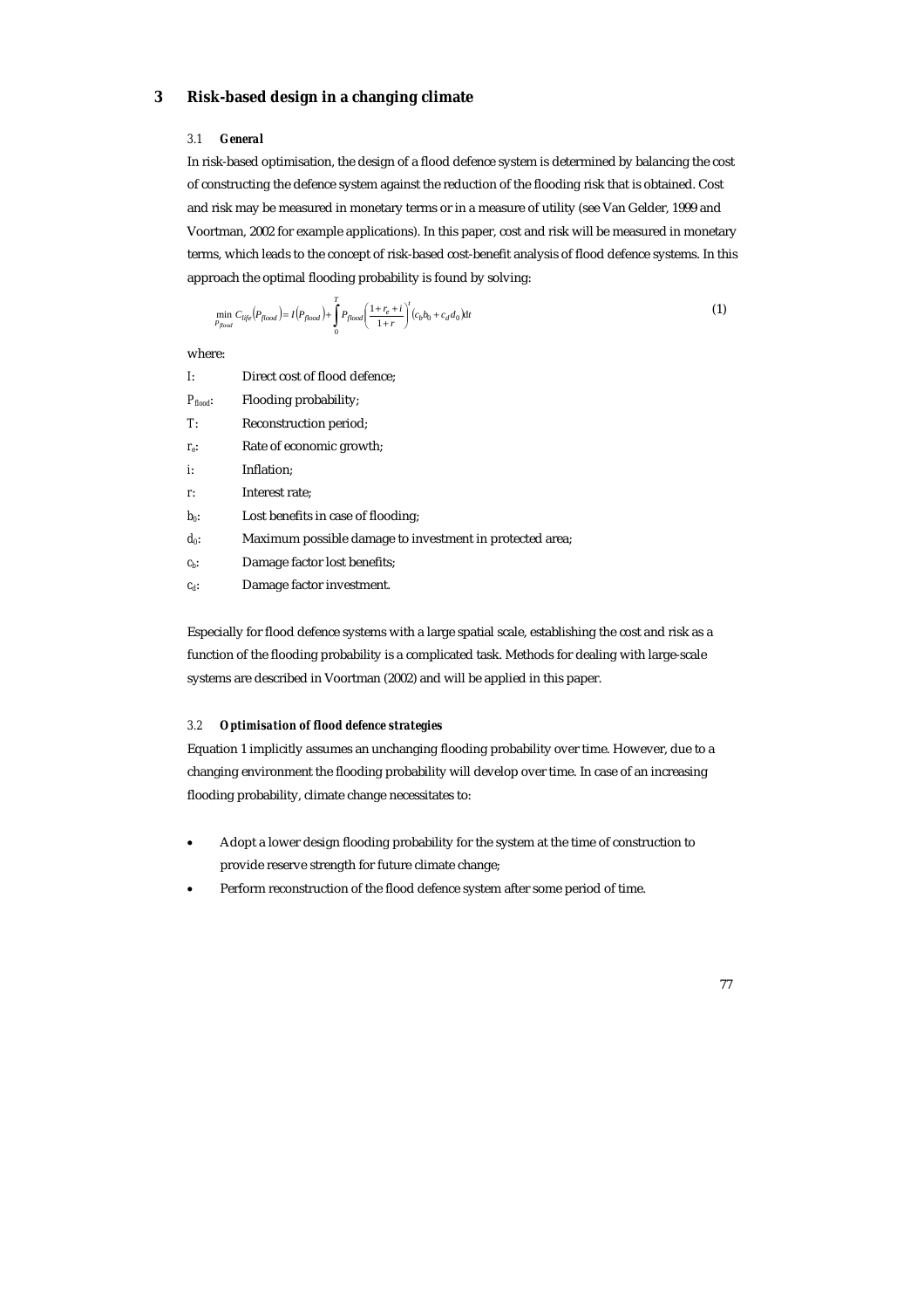# 3 Risk-based design in a changing climate

### 3.1 *General*

In risk-based optimisation, the design of a flood defence system is determined by balancing the cost of constructing the defence system against the reduction of the flooding risk that is obtained. Cost and risk may be measured in monetary terms or in a measure of utility (see Van Gelder, 1999 and Voortman, 2002 for example applications). In this paper, cost and risk will be measured in monetary terms, which leads to the concept of risk-based cost-benefit analysis of flood defence systems. In this approach the optimal flooding probability is found by solving:

$$\min_{P_{flood}} C_{life}\left(P_{flood}\right) = I\left(P_{flood}\right) + \int_{0}^{T} P_{flood}\left(\frac{1+r_e+i}{1+r}\right)^{t}\left(c_b b_0 + c_d d_0\right)dt \tag{1}$$

where:

- $I$: Direct cost of flood defence;
- $P_{flood}$: Flooding probability;
- $T$: Reconstruction period;
- $r_e$: Rate of economic growth;
- $i$: Inflation;
- $r$: Interest rate;
- $b_0$: Lost benefits in case of flooding;
- $d_0$: Maximum possible damage to investment in protected area;
- $c_b$: Damage factor lost benefits;
- $c_d$: Damage factor investment.

Especially for flood defence systems with a large spatial scale, establishing the cost and risk as a function of the flooding probability is a complicated task. Methods for dealing with large-scale systems are described in Voortman (2002) and will be applied in this paper.

### 3.2 *Optimisation of flood defence strategies*

Equation 1 implicitly assumes an unchanging flooding probability over time. However, due to a changing environment the flooding probability will develop over time. In case of an increasing flooding probability, climate change necessitates to:

- Adopt a lower design flooding probability for the system at the time of construction to provide reserve strength for future climate change;
- Perform reconstruction of the flood defence system after some period of time.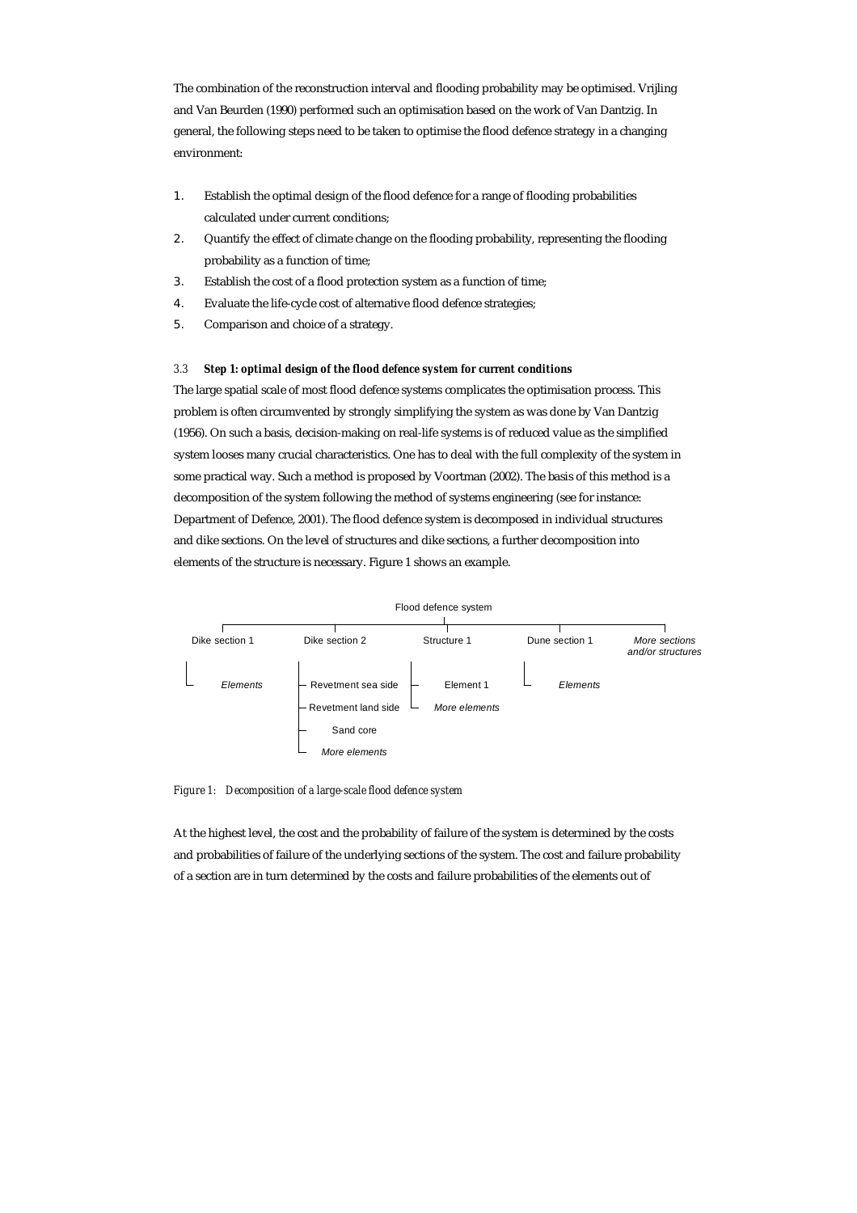The combination of the reconstruction interval and flooding probability may be optimised. Vrijling and Van Beurden (1990) performed such an optimisation based on the work of Van Dantzig. In general, the following steps need to be taken to optimise the flood defence strategy in a changing environment:

1. Establish the optimal design of the flood defence for a range of flooding probabilities calculated under current conditions;
2. Quantify the effect of climate change on the flooding probability, representing the flooding probability as a function of time;
3. Establish the cost of a flood protection system as a function of time;
4. Evaluate the life-cycle cost of alternative flood defence strategies;
5. Comparison and choice of a strategy.

### 3.3 *Step 1: optimal design of the flood defence system for current conditions*

The large spatial scale of most flood defence systems complicates the optimisation process. This problem is often circumvented by strongly simplifying the system as was done by Van Dantzig (1956). On such a basis, decision-making on real-life systems is of reduced value as the simplified system looses many crucial characteristics. One has to deal with the full complexity of the system in some practical way. Such a method is proposed by Voortman (2002). The basis of this method is a decomposition of the system following the method of systems engineering (see for instance: Department of Defence, 2001). The flood defence system is decomposed in individual structures and dike sections. On the level of structures and dike sections, a further decomposition into elements of the structure is necessary. Figure 1 shows an example.

```
Flood defence system
├── Dike section 1
│   └── Elements
├── Dike section 2
│   ├── Revetment sea side
│   ├── Revetment land side
│   ├── Sand core
│   └── More elements
├── Structure 1
│   ├── Element 1
│   └── More elements
├── Dune section 1
│   └── Elements
└── More sections and/or structures
```

*Figure 1: Decomposition of a large-scale flood defence system*

At the highest level, the cost and the probability of failure of the system is determined by the costs and probabilities of failure of the underlying sections of the system. The cost and failure probability of a section are in turn determined by the costs and failure probabilities of the elements out of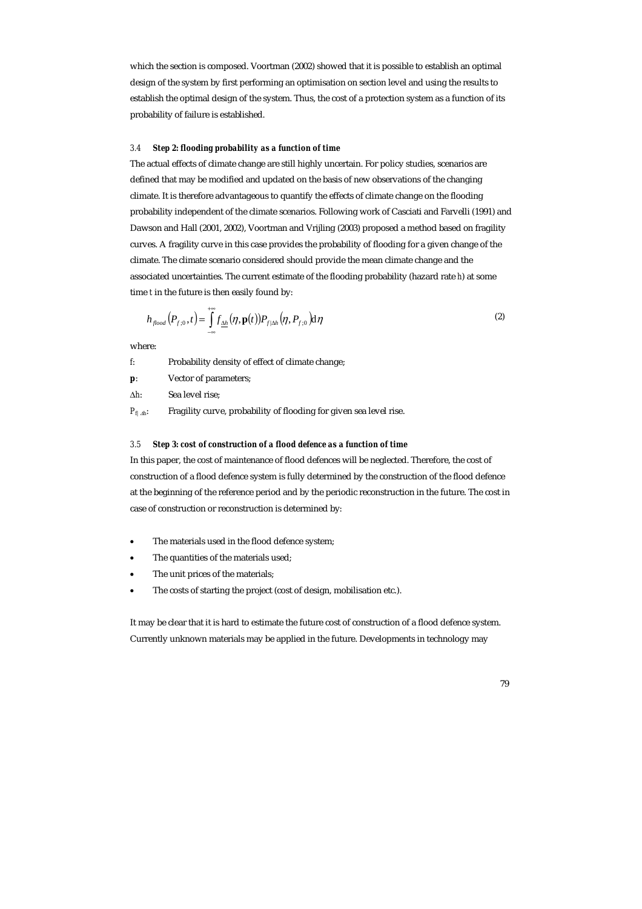which the section is composed. Voortman (2002) showed that it is possible to establish an optimal design of the system by first performing an optimisation on section level and using the results to establish the optimal design of the system. Thus, the cost of a protection system as a function of its probability of failure is established.

### 3.4 *Step 2: flooding probability as a function of time*

The actual effects of climate change are still highly uncertain. For policy studies, scenarios are defined that may be modified and updated on the basis of new observations of the changing climate. It is therefore advantageous to quantify the effects of climate change on the flooding probability independent of the climate scenarios. Following work of Casciati and Farvelli (1991) and Dawson and Hall (2001, 2002), Voortman and Vrijling (2003) proposed a method based on fragility curves. A fragility curve in this case provides the probability of flooding for a given change of the climate. The climate scenario considered should provide the mean climate change and the associated uncertainties. The current estimate of the flooding probability (hazard rate $h$) at some time $t$ in the future is then easily found by:

$$h_{flood}\left(P_{f;0}, t\right) = \int_{-\infty}^{+\infty} f_{\underline{\Delta h}}\left(\eta, \mathbf{p}(t)\right) P_{f|\Delta h}\left(\eta, P_{f;0}\right) \mathrm{d}\eta \qquad (2)$$

where:

- $f$: Probability density of effect of climate change;
- $\mathbf{p}$: Vector of parameters;
- $\Delta h$: Sea level rise;
- $P_{f|\Delta h}$: Fragility curve, probability of flooding for given sea level rise.

### 3.5 *Step 3: cost of construction of a flood defence as a function of time*

In this paper, the cost of maintenance of flood defences will be neglected. Therefore, the cost of construction of a flood defence system is fully determined by the construction of the flood defence at the beginning of the reference period and by the periodic reconstruction in the future. The cost in case of construction or reconstruction is determined by:

- The materials used in the flood defence system;
- The quantities of the materials used;
- The unit prices of the materials;
- The costs of starting the project (cost of design, mobilisation etc.).

It may be clear that it is hard to estimate the future cost of construction of a flood defence system. Currently unknown materials may be applied in the future. Developments in technology may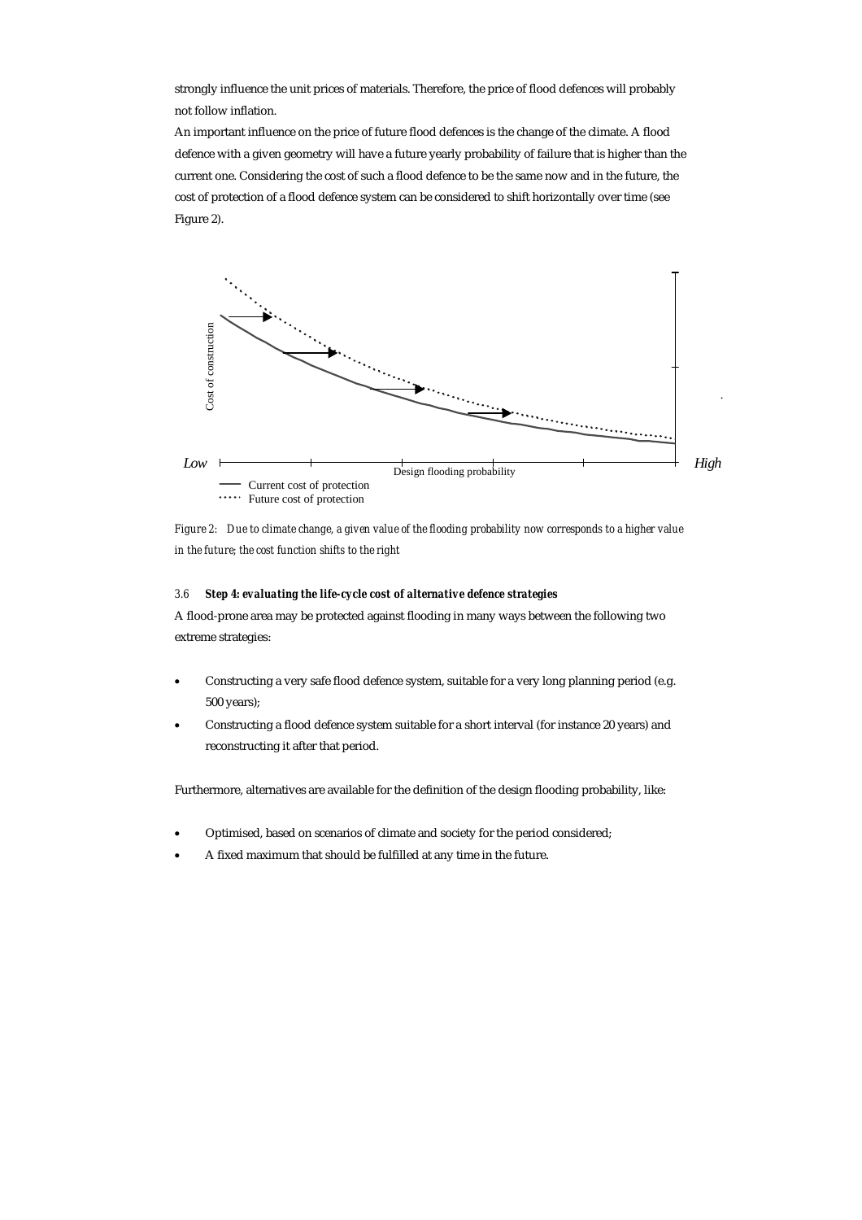strongly influence the unit prices of materials. Therefore, the price of flood defences will probably not follow inflation.

An important influence on the price of future flood defences is the change of the climate. A flood defence with a given geometry will have a future yearly probability of failure that is higher than the current one. Considering the cost of such a flood defence to be the same now and in the future, the cost of protection of a flood defence system can be considered to shift horizontally over time (see Figure 2).

*Figure 2: Due to climate change, a given value of the flooding probability now corresponds to a higher value in the future; the cost function shifts to the right*

### 3.6 ***Step 4: evaluating the life-cycle cost of alternative defence strategies***

A flood-prone area may be protected against flooding in many ways between the following two extreme strategies:

- Constructing a very safe flood defence system, suitable for a very long planning period (e.g. 500 years);
- Constructing a flood defence system suitable for a short interval (for instance 20 years) and reconstructing it after that period.

Furthermore, alternatives are available for the definition of the design flooding probability, like:

- Optimised, based on scenarios of climate and society for the period considered;
- A fixed maximum that should be fulfilled at any time in the future.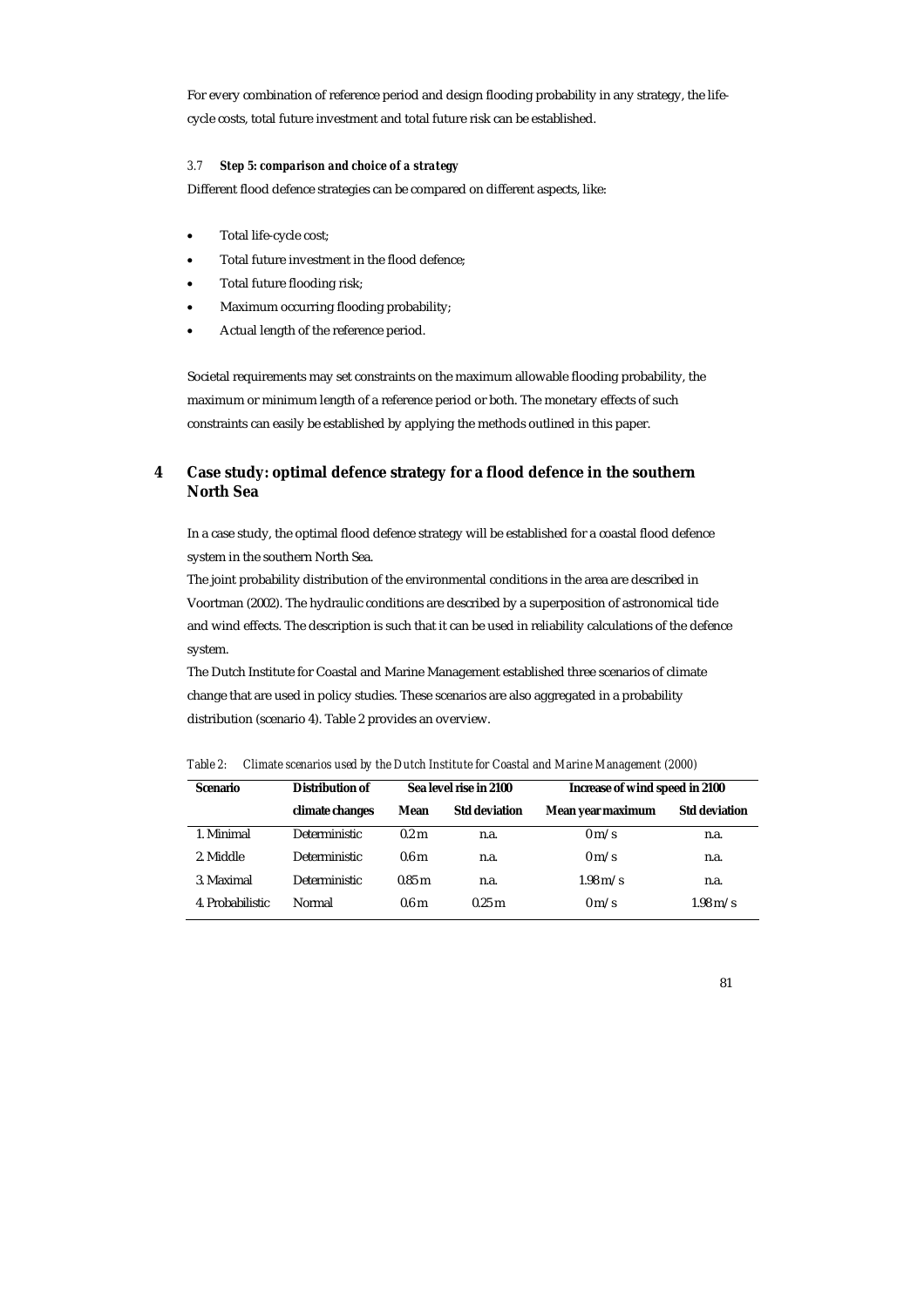For every combination of reference period and design flooding probability in any strategy, the life-cycle costs, total future investment and total future risk can be established.

### 3.7 *Step 5: comparison and choice of a strategy*

Different flood defence strategies can be compared on different aspects, like:

- Total life-cycle cost;
- Total future investment in the flood defence;
- Total future flooding risk;
- Maximum occurring flooding probability;
- Actual length of the reference period.

Societal requirements may set constraints on the maximum allowable flooding probability, the maximum or minimum length of a reference period or both. The monetary effects of such constraints can easily be established by applying the methods outlined in this paper.

## 4 Case study: optimal defence strategy for a flood defence in the southern North Sea

In a case study, the optimal flood defence strategy will be established for a coastal flood defence system in the southern North Sea.

The joint probability distribution of the environmental conditions in the area are described in Voortman (2002). The hydraulic conditions are described by a superposition of astronomical tide and wind effects. The description is such that it can be used in reliability calculations of the defence system.

The Dutch Institute for Coastal and Marine Management established three scenarios of climate change that are used in policy studies. These scenarios are also aggregated in a probability distribution (scenario 4). Table 2 provides an overview.

*Table 2: Climate scenarios used by the Dutch Institute for Coastal and Marine Management (2000)*

| Scenario | Distribution of | Sea level rise in 2100 | | Increase of wind speed in 2100 | |
|---|---|---|---|---|---|
| | climate changes | Mean | Std deviation | Mean year maximum | Std deviation |
| 1. Minimal | Deterministic | 0.2 m | n.a. | 0 m/s | n.a. |
| 2. Middle | Deterministic | 0.6 m | n.a. | 0 m/s | n.a. |
| 3. Maximal | Deterministic | 0.85 m | n.a. | 1.98 m/s | n.a. |
| 4. Probabilistic | Normal | 0.6 m | 0.25 m | 0 m/s | 1.98 m/s |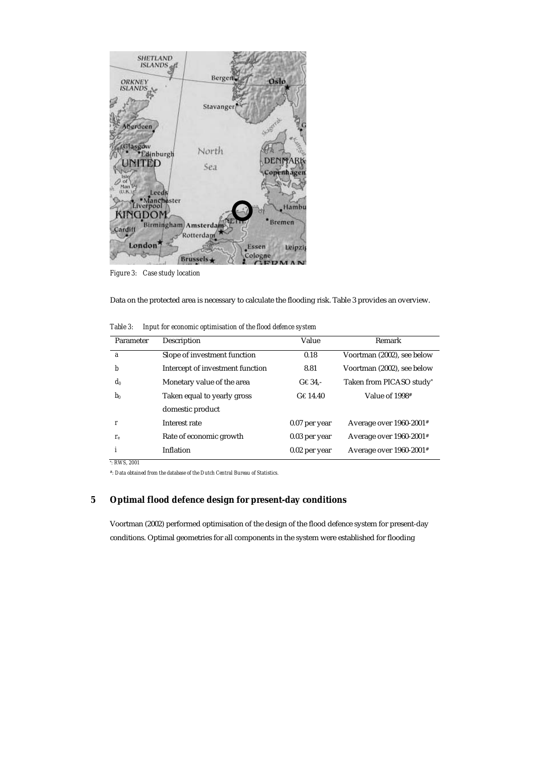*Figure 3: Case study location*

Data on the protected area is necessary to calculate the flooding risk. Table 3 provides an overview.

*Table 3: Input for economic optimisation of the flood defence system*

| Parameter | Description | Value | Remark |
|---|---|---|---|
| $a$ | Slope of investment function | 0.18 | Voortman (2002), see below |
| $b$ | Intercept of investment function | 8.81 | Voortman (2002), see below |
| $d_0$ | Monetary value of the area | G€ 34,- | Taken from PICASO study* |
| $b_0$ | Taken equal to yearly gross domestic product | G€ 14.40 | Value of 1998# |
| $r$ | Interest rate | 0.07 per year | Average over 1960-2001# |
| $r_e$ | Rate of economic growth | 0.03 per year | Average over 1960-2001# |
| $i$ | Inflation | 0.02 per year | Average over 1960-2001# |

*: RWS, 2001

#: Data obtained from the database of the Dutch Central Bureau of Statistics.

## 5 Optimal flood defence design for present-day conditions

Voortman (2002) performed optimisation of the design of the flood defence system for present-day conditions. Optimal geometries for all components in the system were established for flooding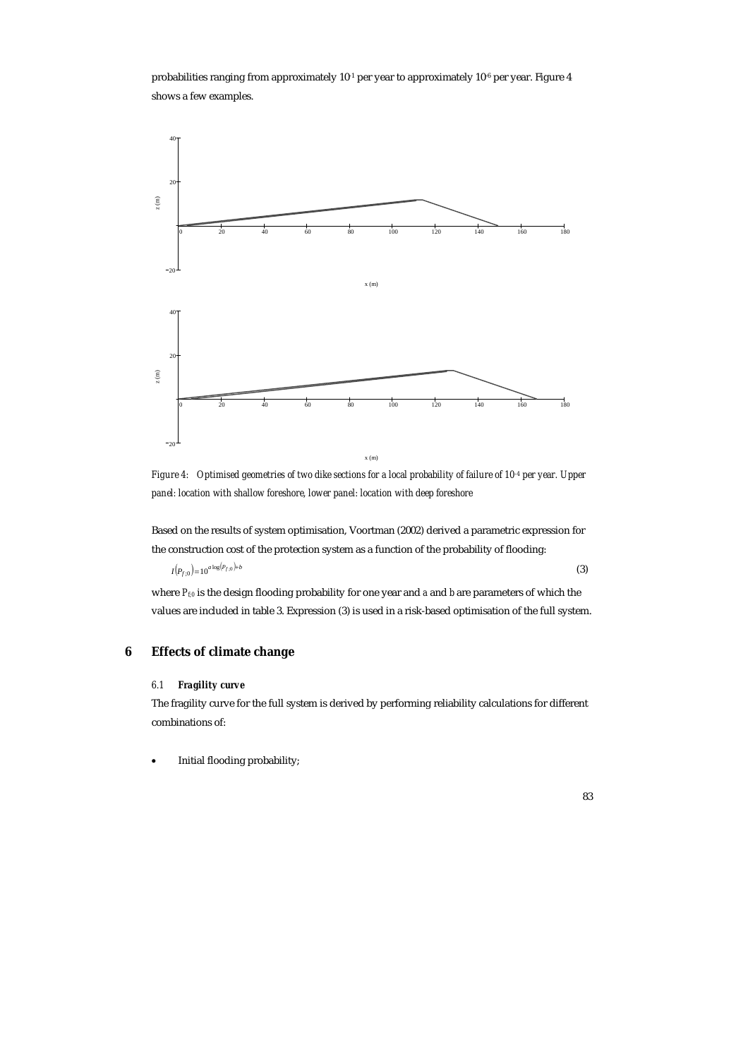probabilities ranging from approximately $10^{-1}$ per year to approximately $10^{-6}$ per year. Figure 4 shows a few examples.

*Figure 4: Optimised geometries of two dike sections for a local probability of failure of $10^{-4}$ per year. Upper panel: location with shallow foreshore, lower panel: location with deep foreshore*

Based on the results of system optimisation, Voortman (2002) derived a parametric expression for the construction cost of the protection system as a function of the probability of flooding:

$$I\left(P_{f;0}\right)=10^{a\log\left(P_{f;0}\right)+b} \tag{3}$$

where $P_{f;0}$ is the design flooding probability for one year and $a$ and $b$ are parameters of which the values are included in table 3. Expression (3) is used in a risk-based optimisation of the full system.

## 6 Effects of climate change

### 6.1 Fragility curve

The fragility curve for the full system is derived by performing reliability calculations for different combinations of:

- Initial flooding probability;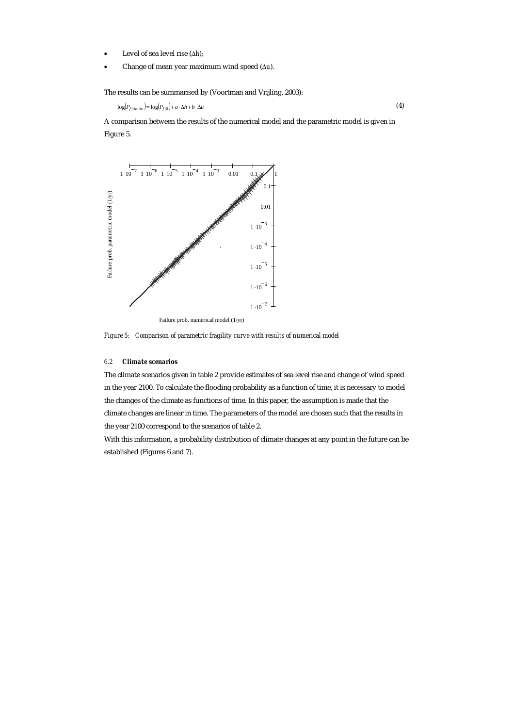- Level of sea level rise ($\Delta h$);
- Change of mean year maximum wind speed ($\Delta u$).

The results can be summarised by (Voortman and Vrijling, 2003):

$$\log\left(P_{f|\Delta h,\Delta u}\right) = \log\left(P_{f;0}\right) + a \cdot \Delta h + b \cdot \Delta u \tag{4}$$

A comparison between the results of the numerical model and the parametric model is given in Figure 5.

*Figure 5: Comparison of parametric fragility curve with results of numerical model*

### 6.2 *Climate scenarios*

The climate scenarios given in table 2 provide estimates of sea level rise and change of wind speed in the year 2100. To calculate the flooding probability as a function of time, it is necessary to model the changes of the climate as functions of time. In this paper, the assumption is made that the climate changes are linear in time. The parameters of the model are chosen such that the results in the year 2100 correspond to the scenarios of table 2.

With this information, a probability distribution of climate changes at any point in the future can be established (Figures 6 and 7).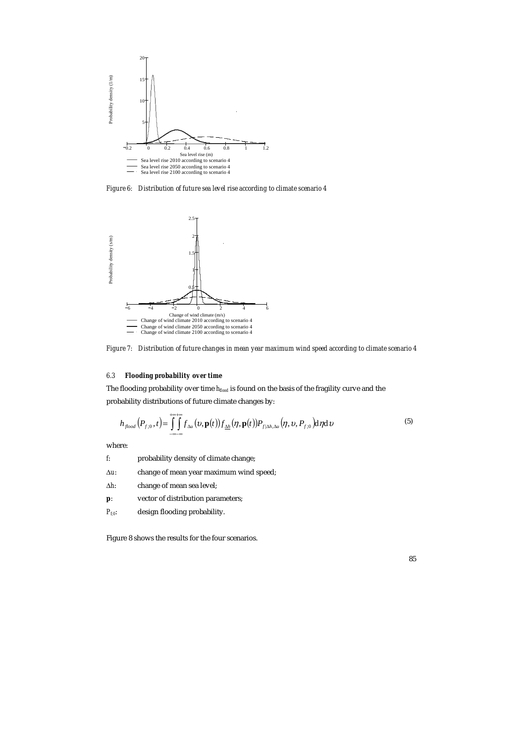*Figure 6: Distribution of future sea level rise according to climate scenario 4*

*Figure 7: Distribution of future changes in mean year maximum wind speed according to climate scenario 4*

### 6.3 **Flooding probability over time**

The flooding probability over time $h_{flood}$ is found on the basis of the fragility curve and the probability distributions of future climate changes by:

$$h_{flood}\left(P_{f;0},t\right)=\int_{-\infty}^{+\infty}\int_{-\infty}^{+\infty} f_{\Delta u}\left(\upsilon,\mathbf{p}(t)\right) f_{\underline{\Delta h}}\left(\eta,\mathbf{p}(t)\right) P_{f|\Delta h,\Delta u}\left(\eta,\upsilon,P_{f;0}\right) \mathrm{d}\eta \, \mathrm{d}\upsilon \tag{5}$$

where:

- $f$: probability density of climate change;
- $\Delta u$: change of mean year maximum wind speed;
- $\Delta h$: change of mean sea level;
- $\mathbf{p}$: vector of distribution parameters;
- $P_{f;0}$: design flooding probability.

Figure 8 shows the results for the four scenarios.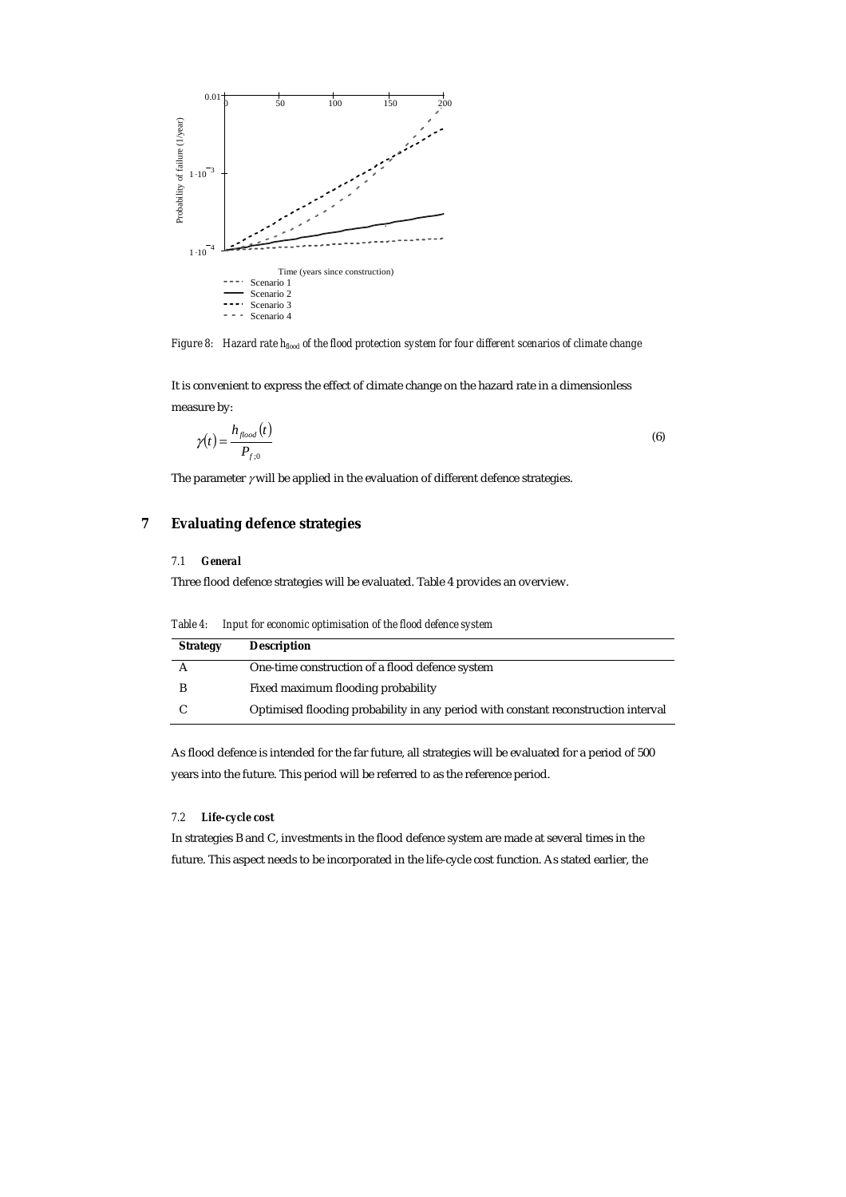Figure 8: Hazard rate $h_{flood}$ of the flood protection system for four different scenarios of climate change

It is convenient to express the effect of climate change on the hazard rate in a dimensionless measure by:

$$\gamma(t) = \frac{h_{flood}(t)}{P_{f;0}} \tag{6}$$

The parameter $\gamma$ will be applied in the evaluation of different defence strategies.

# 7 Evaluating defence strategies

## 7.1 General

Three flood defence strategies will be evaluated. Table 4 provides an overview.

*Table 4: Input for economic optimisation of the flood defence system*

| Strategy | Description |
|---|---|
| A | One-time construction of a flood defence system |
| B | Fixed maximum flooding probability |
| C | Optimised flooding probability in any period with constant reconstruction interval |

As flood defence is intended for the far future, all strategies will be evaluated for a period of 500 years into the future. This period will be referred to as the reference period.

## 7.2 Life-cycle cost

In strategies B and C, investments in the flood defence system are made at several times in the future. This aspect needs to be incorporated in the life-cycle cost function. As stated earlier, the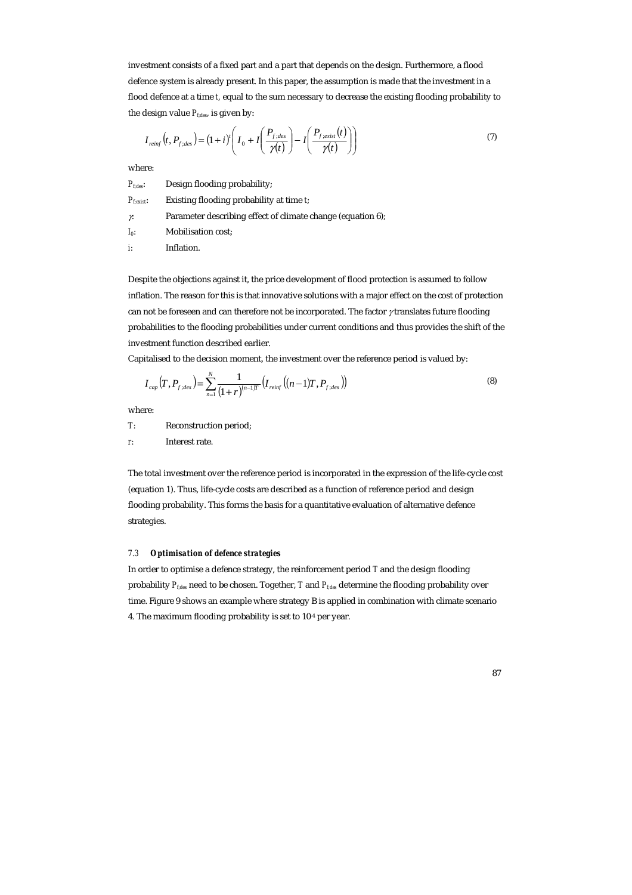investment consists of a fixed part and a part that depends on the design. Furthermore, a flood defence system is already present. In this paper, the assumption is made that the investment in a flood defence at a time $t$, equal to the sum necessary to decrease the existing flooding probability to the design value $P_{f;des}$, is given by:

$$I_{reinf}\left(t, P_{f;des}\right) = \left(1+i\right)^{t}\left(I_0 + I\left(\frac{P_{f;des}}{\gamma(t)}\right) - I\left(\frac{P_{f;exist}(t)}{\gamma(t)}\right)\right) \tag{7}$$

where:

- $P_{f;des}$: Design flooding probability;
- $P_{f;exist}$: Existing flooding probability at time $t$;
- $\gamma$: Parameter describing effect of climate change (equation 6);
- $I_0$: Mobilisation cost;
- $i$: Inflation.

Despite the objections against it, the price development of flood protection is assumed to follow inflation. The reason for this is that innovative solutions with a major effect on the cost of protection can not be foreseen and can therefore not be incorporated. The factor $\gamma$ translates future flooding probabilities to the flooding probabilities under current conditions and thus provides the shift of the investment function described earlier.

Capitalised to the decision moment, the investment over the reference period is valued by:

$$I_{cap}\left(T, P_{f;des}\right) = \sum_{n=1}^{N} \frac{1}{\left(1+r\right)^{(n-1)T}}\left(I_{reinf}\left((n-1)T, P_{f;des}\right)\right) \tag{8}$$

where:

- $T$: Reconstruction period;
- $r$: Interest rate.

The total investment over the reference period is incorporated in the expression of the life-cycle cost (equation 1). Thus, life-cycle costs are described as a function of reference period and design flooding probability. This forms the basis for a quantitative evaluation of alternative defence strategies.

### 7.3 *Optimisation of defence strategies*

In order to optimise a defence strategy, the reinforcement period $T$ and the design flooding probability $P_{f;des}$ need to be chosen. Together, $T$ and $P_{f;des}$ determine the flooding probability over time. Figure 9 shows an example where strategy B is applied in combination with climate scenario 4. The maximum flooding probability is set to $10^{-4}$ per year.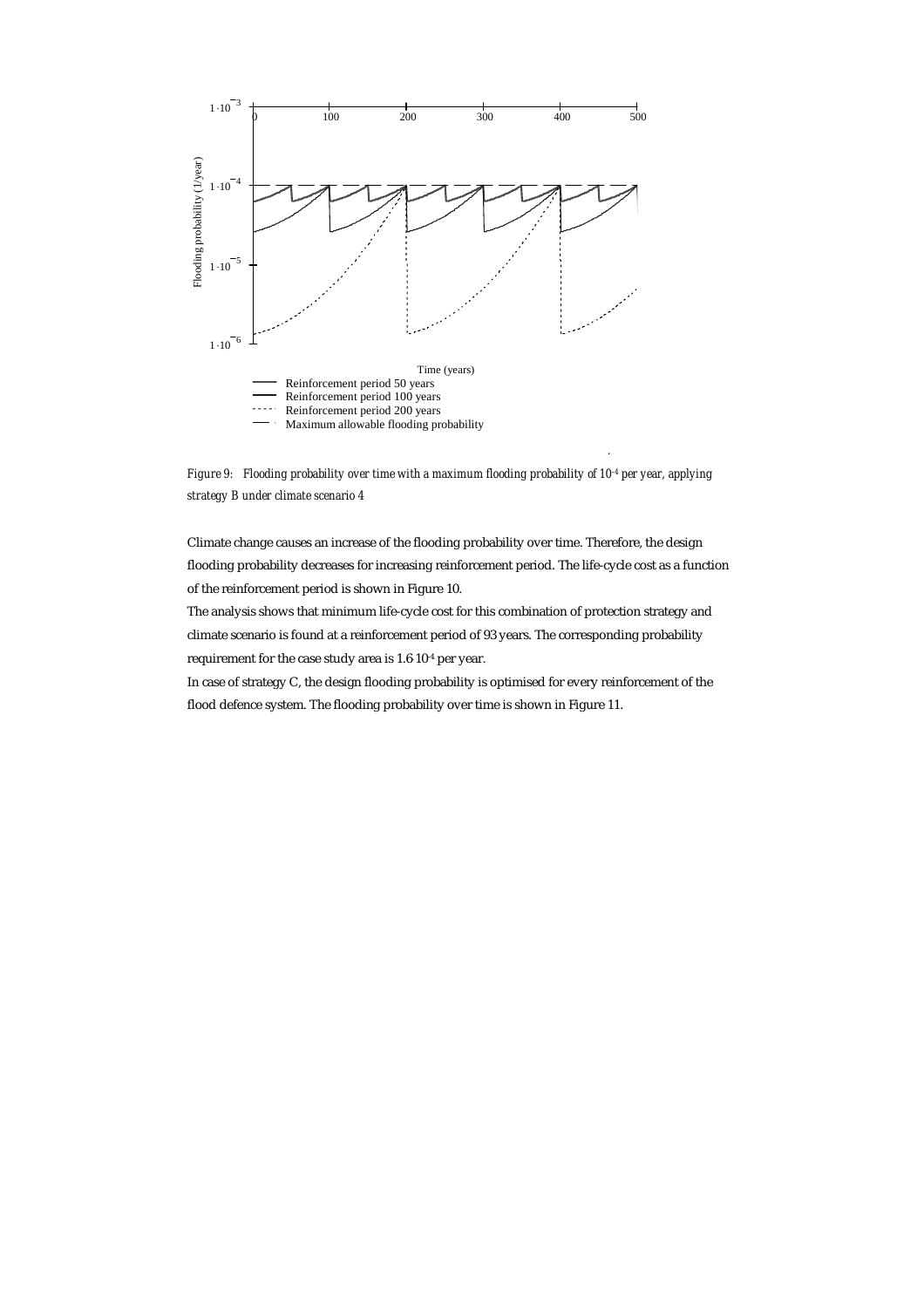*Figure 9: Flooding probability over time with a maximum flooding probability of $10^{-4}$ per year, applying strategy B under climate scenario 4*

Climate change causes an increase of the flooding probability over time. Therefore, the design flooding probability decreases for increasing reinforcement period. The life-cycle cost as a function of the reinforcement period is shown in Figure 10.

The analysis shows that minimum life-cycle cost for this combination of protection strategy and climate scenario is found at a reinforcement period of 93 years. The corresponding probability requirement for the case study area is $1.6 \cdot 10^{-4}$ per year.

In case of strategy C, the design flooding probability is optimised for every reinforcement of the flood defence system. The flooding probability over time is shown in Figure 11.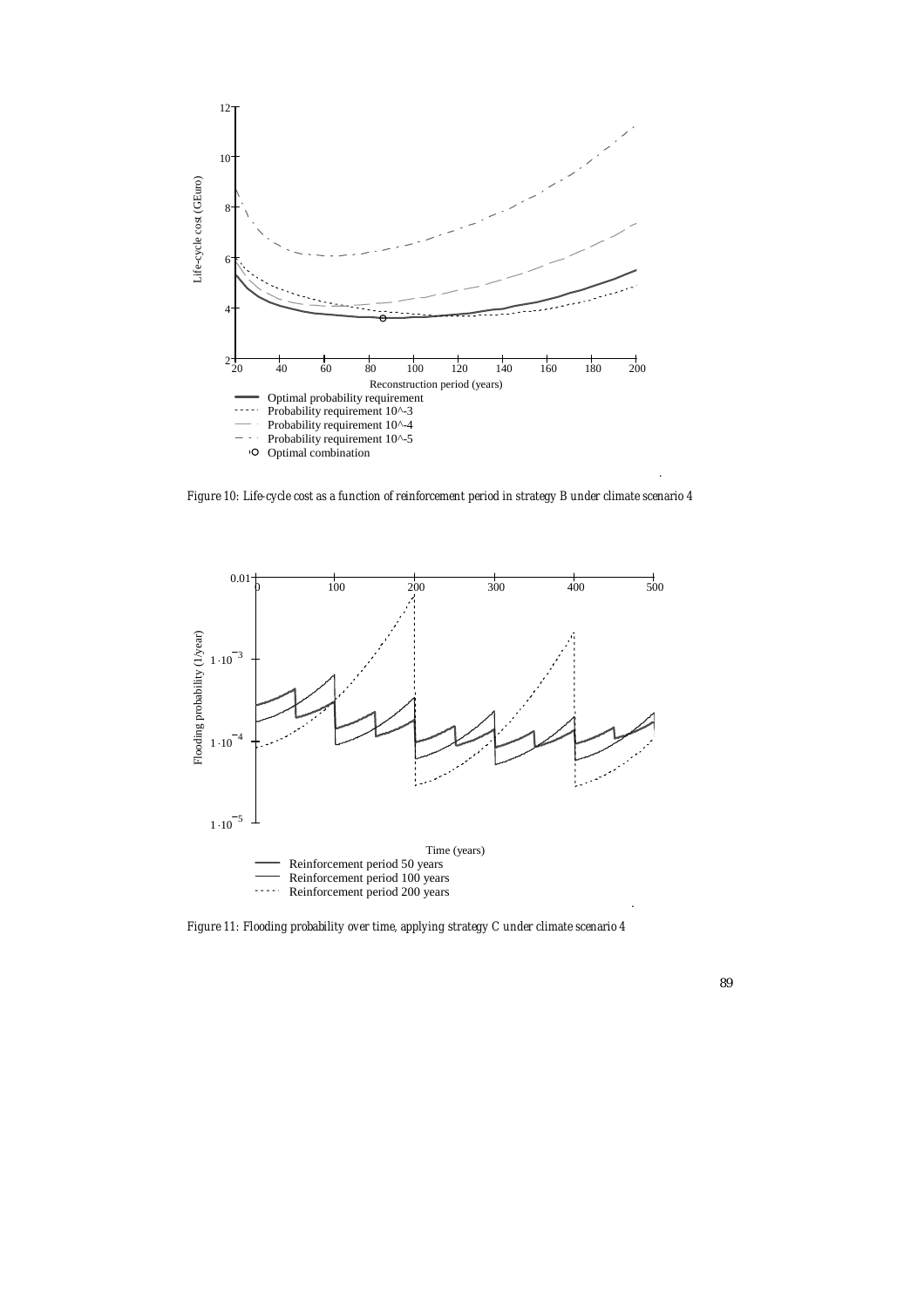Figure 10: Life-cycle cost as a function of reinforcement period in strategy B under climate scenario 4

Figure 11: Flooding probability over time, applying strategy C under climate scenario 4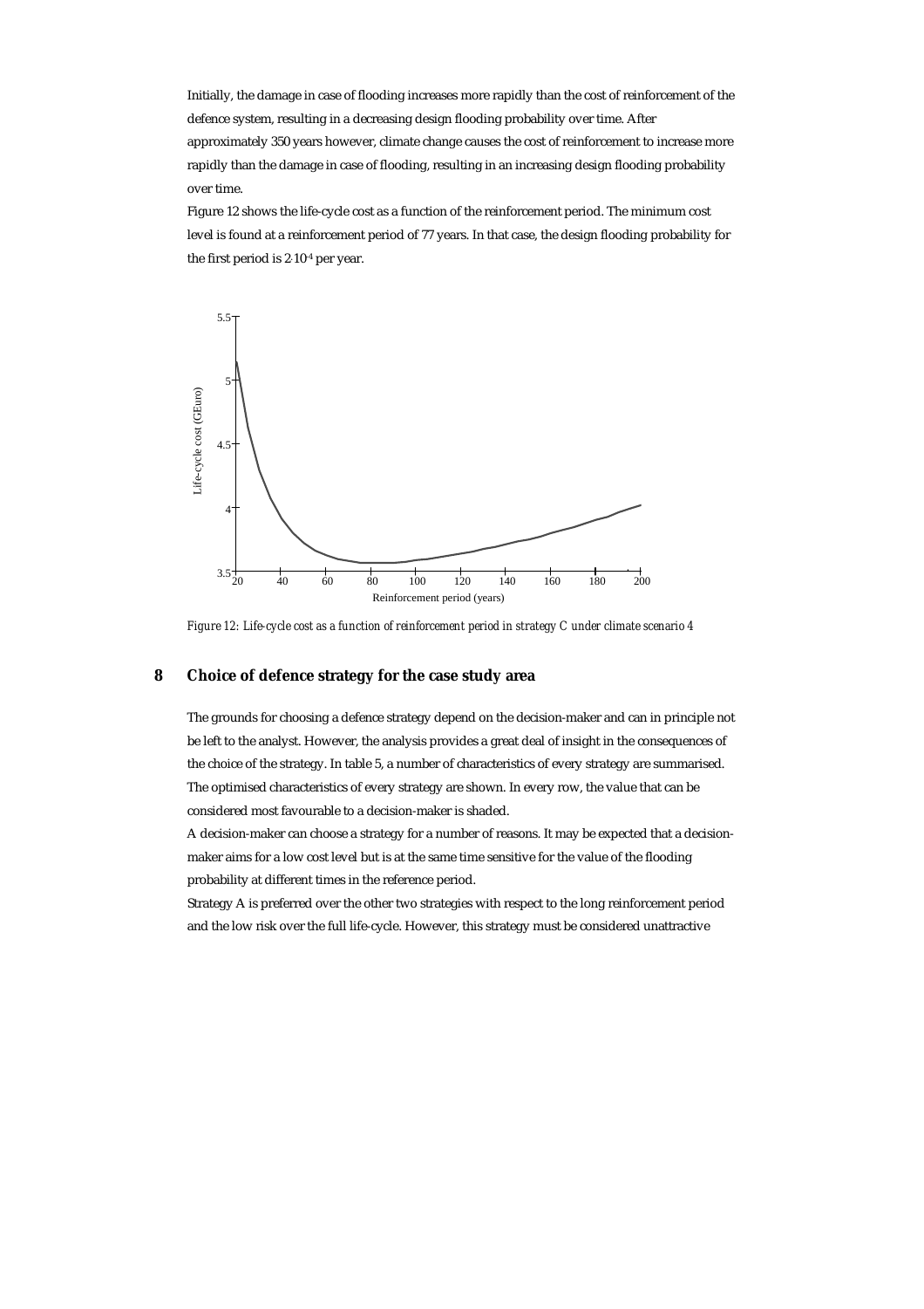Initially, the damage in case of flooding increases more rapidly than the cost of reinforcement of the defence system, resulting in a decreasing design flooding probability over time. After approximately 350 years however, climate change causes the cost of reinforcement to increase more rapidly than the damage in case of flooding, resulting in an increasing design flooding probability over time.

Figure 12 shows the life-cycle cost as a function of the reinforcement period. The minimum cost level is found at a reinforcement period of 77 years. In that case, the design flooding probability for the first period is $2 \cdot 10^{-4}$ per year.

*Figure 12: Life-cycle cost as a function of reinforcement period in strategy C under climate scenario 4*

## 8 Choice of defence strategy for the case study area

The grounds for choosing a defence strategy depend on the decision-maker and can in principle not be left to the analyst. However, the analysis provides a great deal of insight in the consequences of the choice of the strategy. In table 5, a number of characteristics of every strategy are summarised. The optimised characteristics of every strategy are shown. In every row, the value that can be considered most favourable to a decision-maker is shaded.

A decision-maker can choose a strategy for a number of reasons. It may be expected that a decision-maker aims for a low cost level but is at the same time sensitive for the value of the flooding probability at different times in the reference period.

Strategy A is preferred over the other two strategies with respect to the long reinforcement period and the low risk over the full life-cycle. However, this strategy must be considered unattractive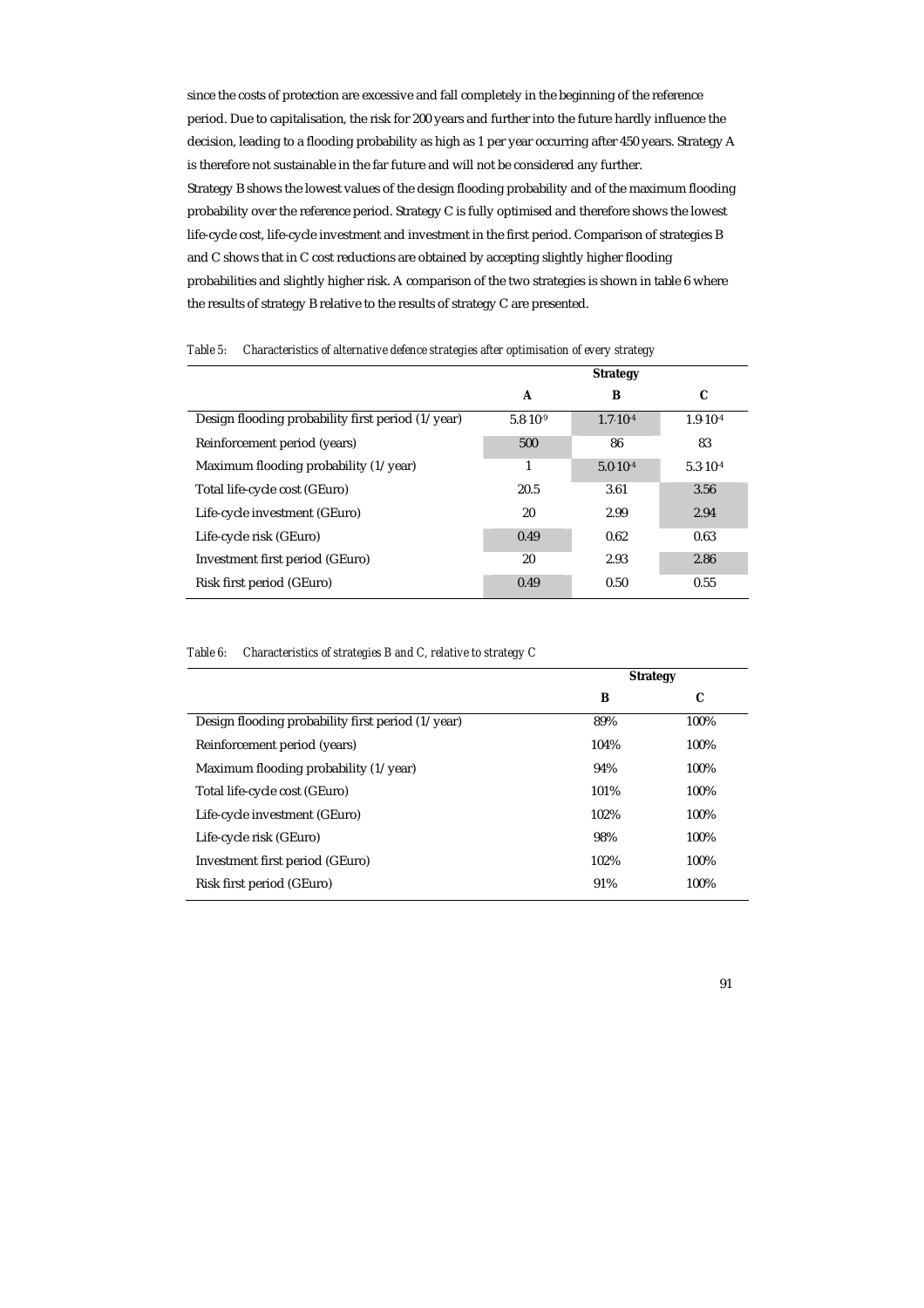since the costs of protection are excessive and fall completely in the beginning of the reference period. Due to capitalisation, the risk for 200 years and further into the future hardly influence the decision, leading to a flooding probability as high as 1 per year occurring after 450 years. Strategy A is therefore not sustainable in the far future and will not be considered any further.

Strategy B shows the lowest values of the design flooding probability and of the maximum flooding probability over the reference period. Strategy C is fully optimised and therefore shows the lowest life-cycle cost, life-cycle investment and investment in the first period. Comparison of strategies B and C shows that in C cost reductions are obtained by accepting slightly higher flooding probabilities and slightly higher risk. A comparison of the two strategies is shown in table 6 where the results of strategy B relative to the results of strategy C are presented.

*Table 5: Characteristics of alternative defence strategies after optimisation of every strategy*

| | Strategy | | |
|---|---|---|---|
| | **A** | **B** | **C** |
| Design flooding probability first period (1/year) | $5.8 \cdot 10^{-9}$ | $1.7 \cdot 10^{-4}$ | $1.9 \cdot 10^{-4}$ |
| Reinforcement period (years) | 500 | 86 | 83 |
| Maximum flooding probability (1/year) | 1 | $5.0 \cdot 10^{-4}$ | $5.3 \cdot 10^{-4}$ |
| Total life-cycle cost (GEuro) | 20.5 | 3.61 | 3.56 |
| Life-cycle investment (GEuro) | 20 | 2.99 | 2.94 |
| Life-cycle risk (GEuro) | 0.49 | 0.62 | 0.63 |
| Investment first period (GEuro) | 20 | 2.93 | 2.86 |
| Risk first period (GEuro) | 0.49 | 0.50 | 0.55 |

*Table 6: Characteristics of strategies B and C, relative to strategy C*

| | Strategy | |
|---|---|---|
| | **B** | **C** |
| Design flooding probability first period (1/year) | 89% | 100% |
| Reinforcement period (years) | 104% | 100% |
| Maximum flooding probability (1/year) | 94% | 100% |
| Total life-cycle cost (GEuro) | 101% | 100% |
| Life-cycle investment (GEuro) | 102% | 100% |
| Life-cycle risk (GEuro) | 98% | 100% |
| Investment first period (GEuro) | 102% | 100% |
| Risk first period (GEuro) | 91% | 100% |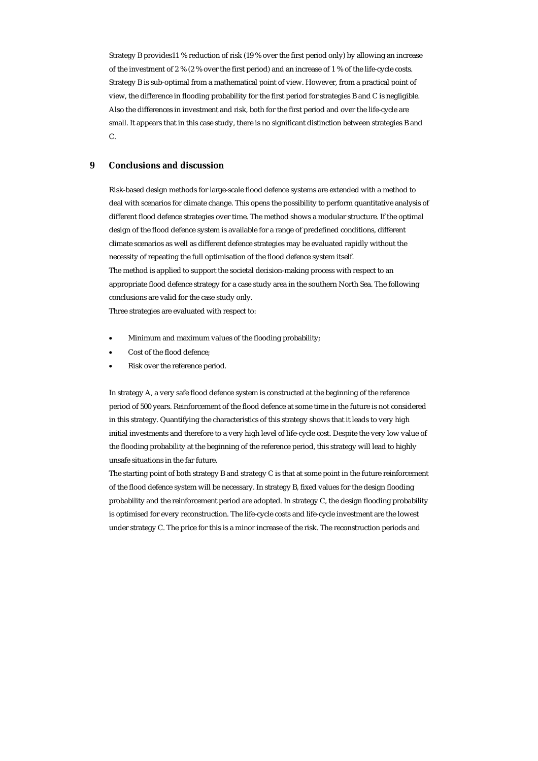Strategy B provides11 % reduction of risk (19 % over the first period only) by allowing an increase of the investment of 2 % (2 % over the first period) and an increase of 1 % of the life-cycle costs. Strategy B is sub-optimal from a mathematical point of view. However, from a practical point of view, the difference in flooding probability for the first period for strategies B and C is negligible. Also the differences in investment and risk, both for the first period and over the life-cycle are small. It appears that in this case study, there is no significant distinction between strategies B and C.

## 9 Conclusions and discussion

Risk-based design methods for large-scale flood defence systems are extended with a method to deal with scenarios for climate change. This opens the possibility to perform quantitative analysis of different flood defence strategies over time. The method shows a modular structure. If the optimal design of the flood defence system is available for a range of predefined conditions, different climate scenarios as well as different defence strategies may be evaluated rapidly without the necessity of repeating the full optimisation of the flood defence system itself.
The method is applied to support the societal decision-making process with respect to an appropriate flood defence strategy for a case study area in the southern North Sea. The following conclusions are valid for the case study only.
Three strategies are evaluated with respect to:

- Minimum and maximum values of the flooding probability;
- Cost of the flood defence;
- Risk over the reference period.

In strategy A, a very safe flood defence system is constructed at the beginning of the reference period of 500 years. Reinforcement of the flood defence at some time in the future is not considered in this strategy. Quantifying the characteristics of this strategy shows that it leads to very high initial investments and therefore to a very high level of life-cycle cost. Despite the very low value of the flooding probability at the beginning of the reference period, this strategy will lead to highly unsafe situations in the far future.
The starting point of both strategy B and strategy C is that at some point in the future reinforcement of the flood defence system will be necessary. In strategy B, fixed values for the design flooding probability and the reinforcement period are adopted. In strategy C, the design flooding probability is optimised for every reconstruction. The life-cycle costs and life-cycle investment are the lowest under strategy C. The price for this is a minor increase of the risk. The reconstruction periods and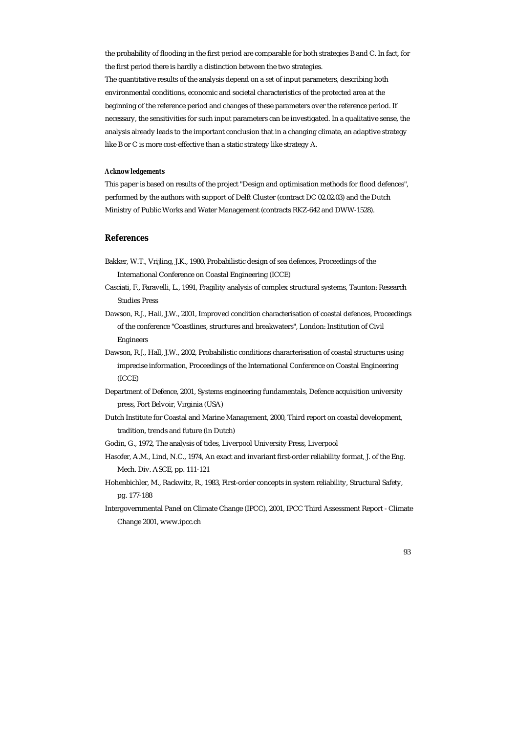the probability of flooding in the first period are comparable for both strategies B and C. In fact, for the first period there is hardly a distinction between the two strategies.

The quantitative results of the analysis depend on a set of input parameters, describing both environmental conditions, economic and societal characteristics of the protected area at the beginning of the reference period and changes of these parameters over the reference period. If necessary, the sensitivities for such input parameters can be investigated. In a qualitative sense, the analysis already leads to the important conclusion that in a changing climate, an adaptive strategy like B or C is more cost-effective than a static strategy like strategy A.

#### *Acknowledgements*

This paper is based on results of the project "Design and optimisation methods for flood defences", performed by the authors with support of Delft Cluster (contract DC 02.02.03) and the Dutch Ministry of Public Works and Water Management (contracts RKZ-642 and DWW-1528).

## References

Bakker, W.T., Vrijling, J.K., 1980, Probabilistic design of sea defences, Proceedings of the International Conference on Coastal Engineering (ICCE)

Casciati, F., Faravelli, L., 1991, Fragility analysis of complex structural systems, Taunton: Research Studies Press

Dawson, R.J., Hall, J.W., 2001, Improved condition characterisation of coastal defences, Proceedings of the conference "Coastlines, structures and breakwaters", London: Institution of Civil Engineers

Dawson, R.J., Hall, J.W., 2002, Probabilistic conditions characterisation of coastal structures using imprecise information, Proceedings of the International Conference on Coastal Engineering (ICCE)

Department of Defence, 2001, Systems engineering fundamentals, Defence acquisition university press, Fort Belvoir, Virginia (USA)

Dutch Institute for Coastal and Marine Management, 2000, Third report on coastal development, tradition, trends and future (in Dutch)

Godin, G., 1972, The analysis of tides, Liverpool University Press, Liverpool

Hasofer, A.M., Lind, N.C., 1974, An exact and invariant first-order reliability format, J. of the Eng. Mech. Div. ASCE, pp. 111-121

Hohenbichler, M., Rackwitz, R., 1983, First-order concepts in system reliability, Structural Safety, pg. 177-188

Intergovernmental Panel on Climate Change (IPCC), 2001, IPCC Third Assessment Report - Climate Change 2001, www.ipcc.ch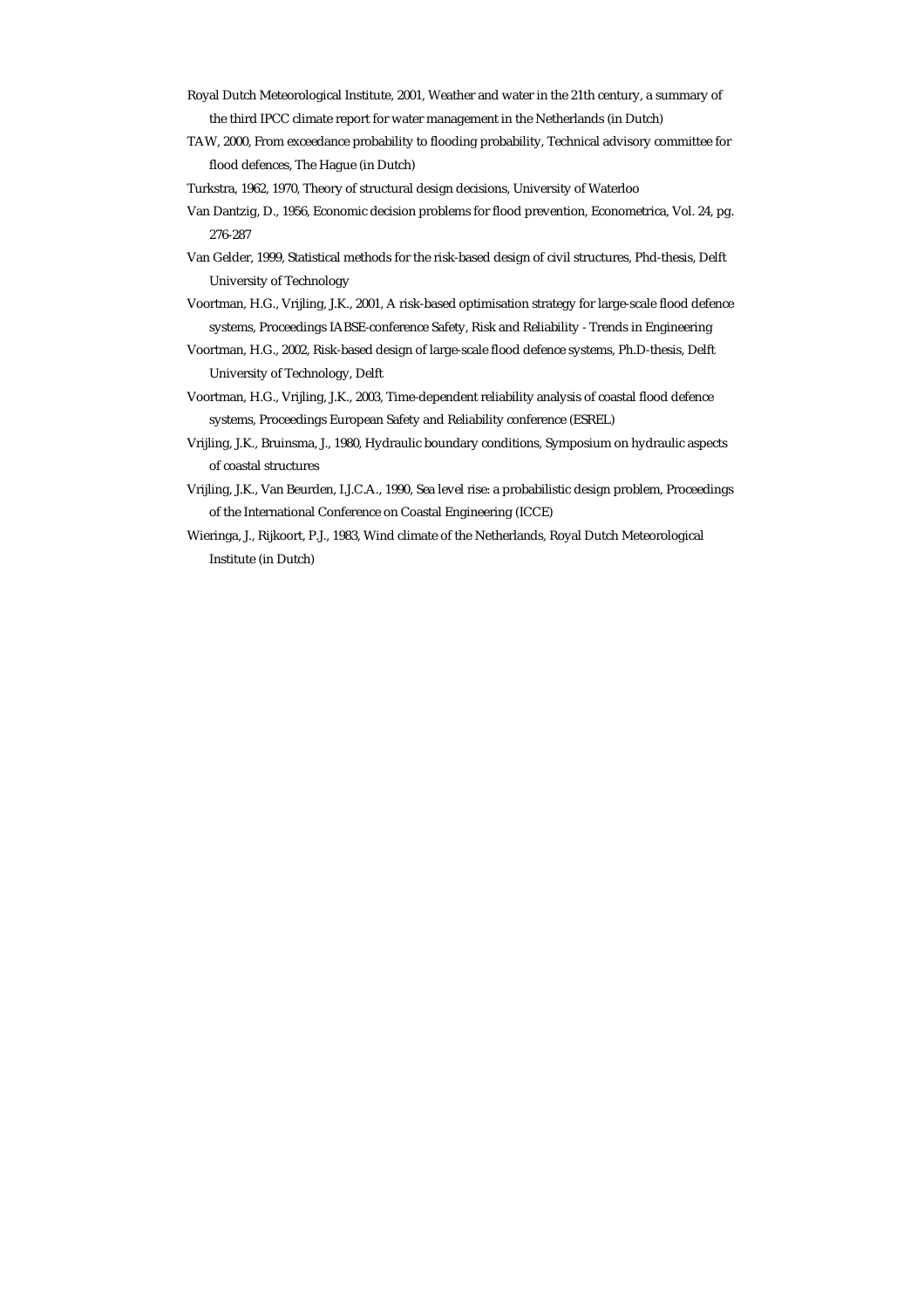Royal Dutch Meteorological Institute, 2001, Weather and water in the 21th century, a summary of the third IPCC climate report for water management in the Netherlands (in Dutch)

TAW, 2000, From exceedance probability to flooding probability, Technical advisory committee for flood defences, The Hague (in Dutch)

Turkstra, 1962, 1970, Theory of structural design decisions, University of Waterloo

Van Dantzig, D., 1956, Economic decision problems for flood prevention, Econometrica, Vol. 24, pg. 276-287

Van Gelder, 1999, Statistical methods for the risk-based design of civil structures, Phd-thesis, Delft University of Technology

Voortman, H.G., Vrijling, J.K., 2001, A risk-based optimisation strategy for large-scale flood defence systems, Proceedings IABSE-conference Safety, Risk and Reliability - Trends in Engineering

Voortman, H.G., 2002, Risk-based design of large-scale flood defence systems, Ph.D-thesis, Delft University of Technology, Delft

Voortman, H.G., Vrijling, J.K., 2003, Time-dependent reliability analysis of coastal flood defence systems, Proceedings European Safety and Reliability conference (ESREL)

Vrijling, J.K., Bruinsma, J., 1980, Hydraulic boundary conditions, Symposium on hydraulic aspects of coastal structures

Vrijling, J.K., Van Beurden, I.J.C.A., 1990, Sea level rise: a probabilistic design problem, Proceedings of the International Conference on Coastal Engineering (ICCE)

Wieringa, J., Rijkoort, P.J., 1983, Wind climate of the Netherlands, Royal Dutch Meteorological Institute (in Dutch)